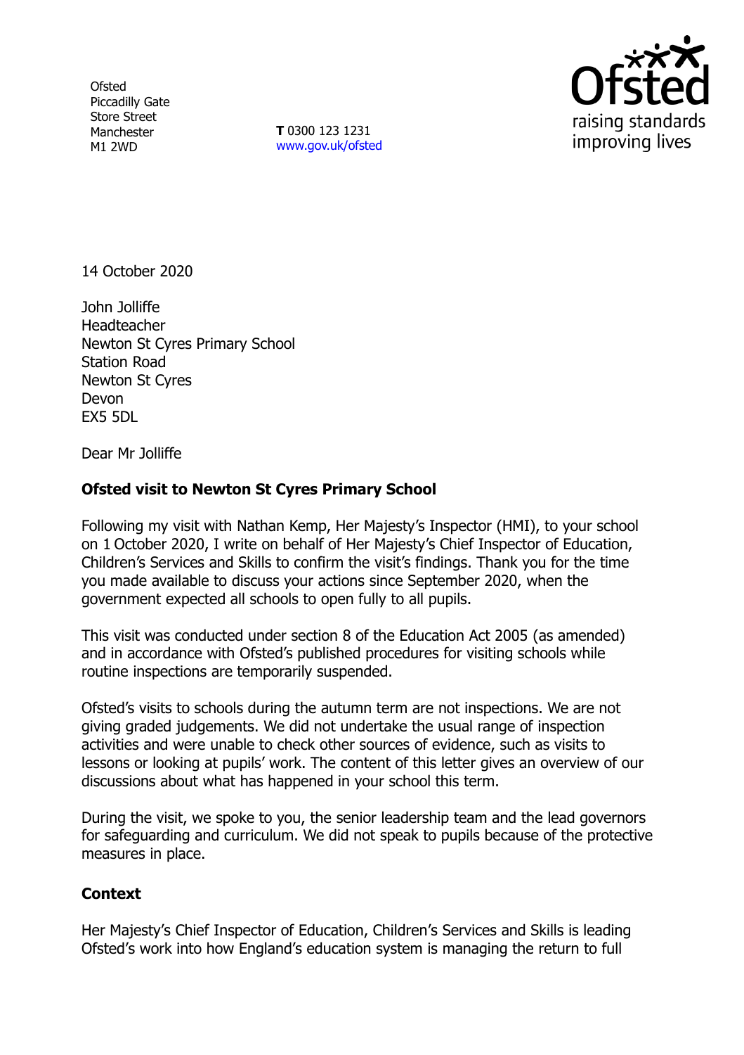Ofsted
Piccadilly Gate
Store Street
Manchester
M1 2WD

**T** 0300 123 1231
www.gov.uk/ofsted

14 October 2020

John Jolliffe
Headteacher
Newton St Cyres Primary School
Station Road
Newton St Cyres
Devon
EX5 5DL

Dear Mr Jolliffe

**Ofsted visit to Newton St Cyres Primary School**

Following my visit with Nathan Kemp, Her Majesty's Inspector (HMI), to your school on 1 October 2020, I write on behalf of Her Majesty's Chief Inspector of Education, Children's Services and Skills to confirm the visit's findings. Thank you for the time you made available to discuss your actions since September 2020, when the government expected all schools to open fully to all pupils.

This visit was conducted under section 8 of the Education Act 2005 (as amended) and in accordance with Ofsted's published procedures for visiting schools while routine inspections are temporarily suspended.

Ofsted's visits to schools during the autumn term are not inspections. We are not giving graded judgements. We did not undertake the usual range of inspection activities and were unable to check other sources of evidence, such as visits to lessons or looking at pupils' work. The content of this letter gives an overview of our discussions about what has happened in your school this term.

During the visit, we spoke to you, the senior leadership team and the lead governors for safeguarding and curriculum. We did not speak to pupils because of the protective measures in place.

**Context**

Her Majesty's Chief Inspector of Education, Children's Services and Skills is leading Ofsted's work into how England's education system is managing the return to full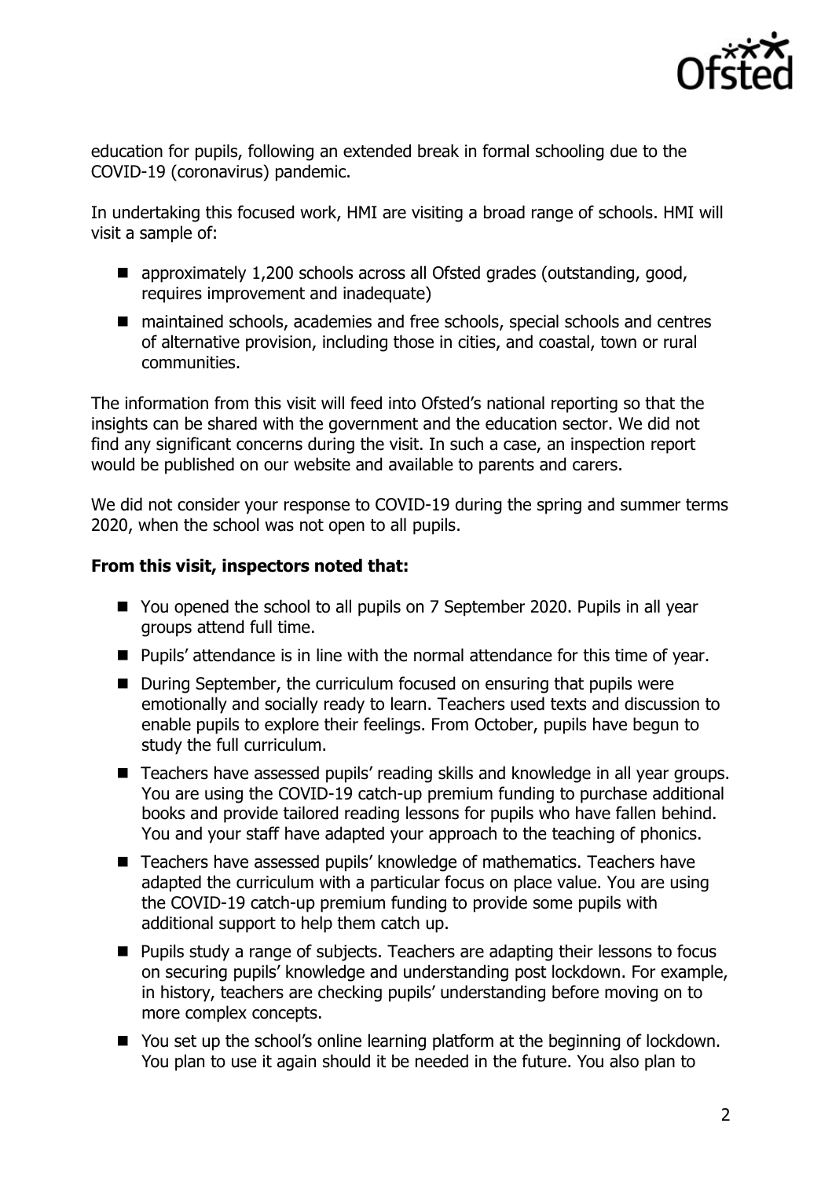education for pupils, following an extended break in formal schooling due to the COVID-19 (coronavirus) pandemic.

In undertaking this focused work, HMI are visiting a broad range of schools. HMI will visit a sample of:

- approximately 1,200 schools across all Ofsted grades (outstanding, good, requires improvement and inadequate)
- maintained schools, academies and free schools, special schools and centres of alternative provision, including those in cities, and coastal, town or rural communities.

The information from this visit will feed into Ofsted's national reporting so that the insights can be shared with the government and the education sector. We did not find any significant concerns during the visit. In such a case, an inspection report would be published on our website and available to parents and carers.

We did not consider your response to COVID-19 during the spring and summer terms 2020, when the school was not open to all pupils.

**From this visit, inspectors noted that:**

- You opened the school to all pupils on 7 September 2020. Pupils in all year groups attend full time.
- Pupils' attendance is in line with the normal attendance for this time of year.
- During September, the curriculum focused on ensuring that pupils were emotionally and socially ready to learn. Teachers used texts and discussion to enable pupils to explore their feelings. From October, pupils have begun to study the full curriculum.
- Teachers have assessed pupils' reading skills and knowledge in all year groups. You are using the COVID-19 catch-up premium funding to purchase additional books and provide tailored reading lessons for pupils who have fallen behind. You and your staff have adapted your approach to the teaching of phonics.
- Teachers have assessed pupils' knowledge of mathematics. Teachers have adapted the curriculum with a particular focus on place value. You are using the COVID-19 catch-up premium funding to provide some pupils with additional support to help them catch up.
- Pupils study a range of subjects. Teachers are adapting their lessons to focus on securing pupils' knowledge and understanding post lockdown. For example, in history, teachers are checking pupils' understanding before moving on to more complex concepts.
- You set up the school's online learning platform at the beginning of lockdown. You plan to use it again should it be needed in the future. You also plan to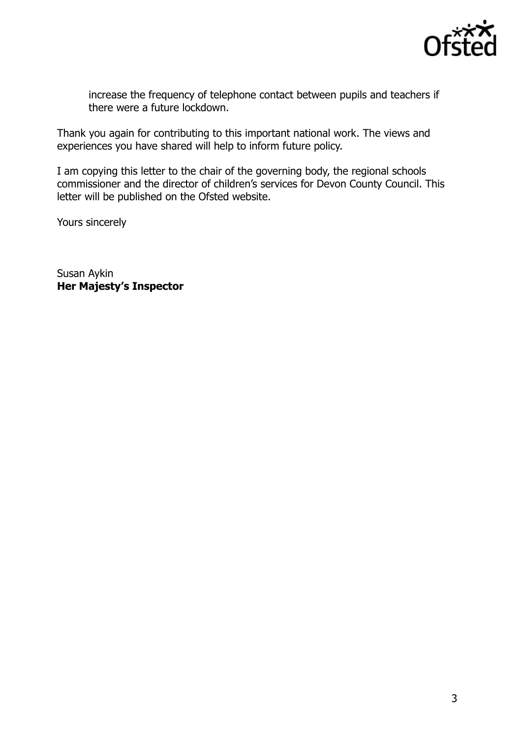increase the frequency of telephone contact between pupils and teachers if there were a future lockdown.

Thank you again for contributing to this important national work. The views and experiences you have shared will help to inform future policy.

I am copying this letter to the chair of the governing body, the regional schools commissioner and the director of children's services for Devon County Council. This letter will be published on the Ofsted website.

Yours sincerely

Susan Aykin
**Her Majesty's Inspector**